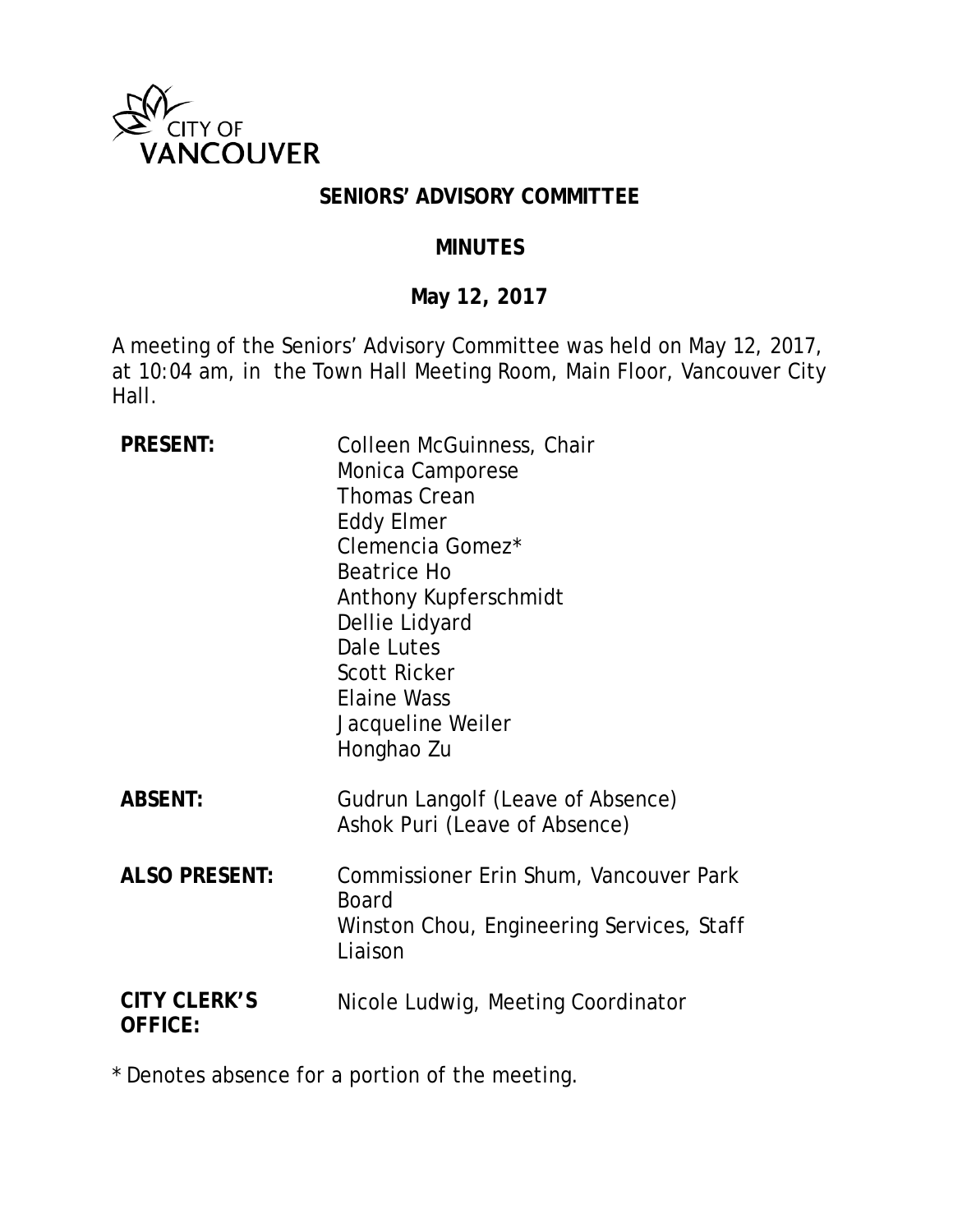CITY OF VANCOUVER

# SENIORS' ADVISORY COMMITTEE

## MINUTES

### May 12, 2017

A meeting of the Seniors' Advisory Committee was held on May 12, 2017, at 10:04 am, in the Town Hall Meeting Room, Main Floor, Vancouver City Hall.

| | |
|---|---|
| **PRESENT:** | Colleen McGuinness, Chair<br>Monica Camporese<br>Thomas Crean<br>Eddy Elmer<br>Clemencia Gomez*<br>Beatrice Ho<br>Anthony Kupferschmidt<br>Dellie Lidyard<br>Dale Lutes<br>Scott Ricker<br>Elaine Wass<br>Jacqueline Weiler<br>Honghao Zu |
| **ABSENT:** | Gudrun Langolf (Leave of Absence)<br>Ashok Puri (Leave of Absence) |
| **ALSO PRESENT:** | Commissioner Erin Shum, Vancouver Park Board<br>Winston Chou, Engineering Services, Staff Liaison |
| **CITY CLERK'S OFFICE:** | Nicole Ludwig, Meeting Coordinator |

* Denotes absence for a portion of the meeting.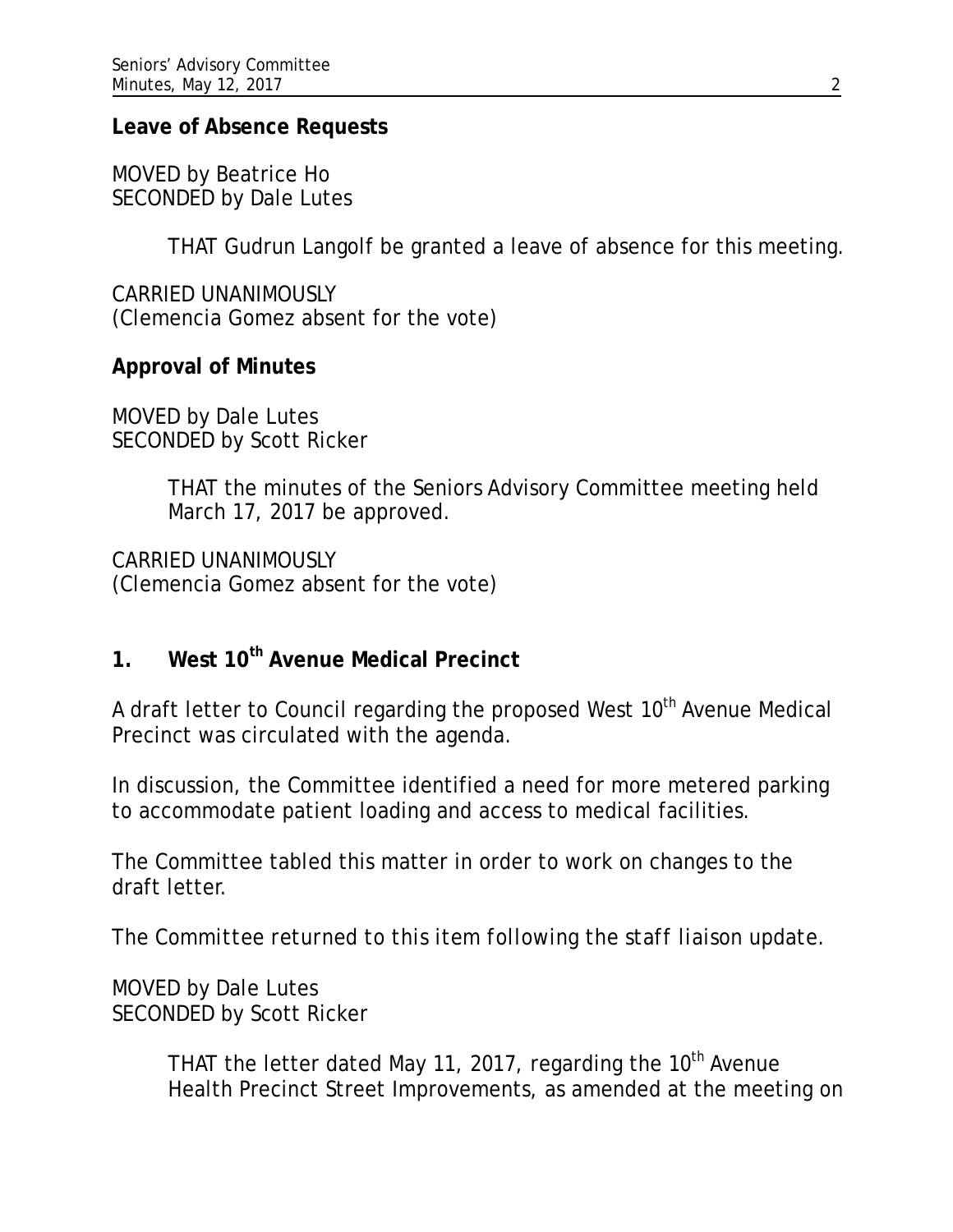**Leave of Absence Requests**

MOVED by Beatrice Ho
SECONDED by Dale Lutes

> THAT Gudrun Langolf be granted a leave of absence for this meeting.

CARRIED UNANIMOUSLY
(Clemencia Gomez absent for the vote)

**Approval of Minutes**

MOVED by Dale Lutes
SECONDED by Scott Ricker

> THAT the minutes of the Seniors Advisory Committee meeting held March 17, 2017 be approved.

CARRIED UNANIMOUSLY
(Clemencia Gomez absent for the vote)

## 1. West 10th Avenue Medical Precinct

A draft letter to Council regarding the proposed West 10th Avenue Medical Precinct was circulated with the agenda.

In discussion, the Committee identified a need for more metered parking to accommodate patient loading and access to medical facilities.

The Committee tabled this matter in order to work on changes to the draft letter.

*The Committee returned to this item following the staff liaison update.*

MOVED by Dale Lutes
SECONDED by Scott Ricker

> THAT the letter dated May 11, 2017, regarding the 10th Avenue Health Precinct Street Improvements, as amended at the meeting on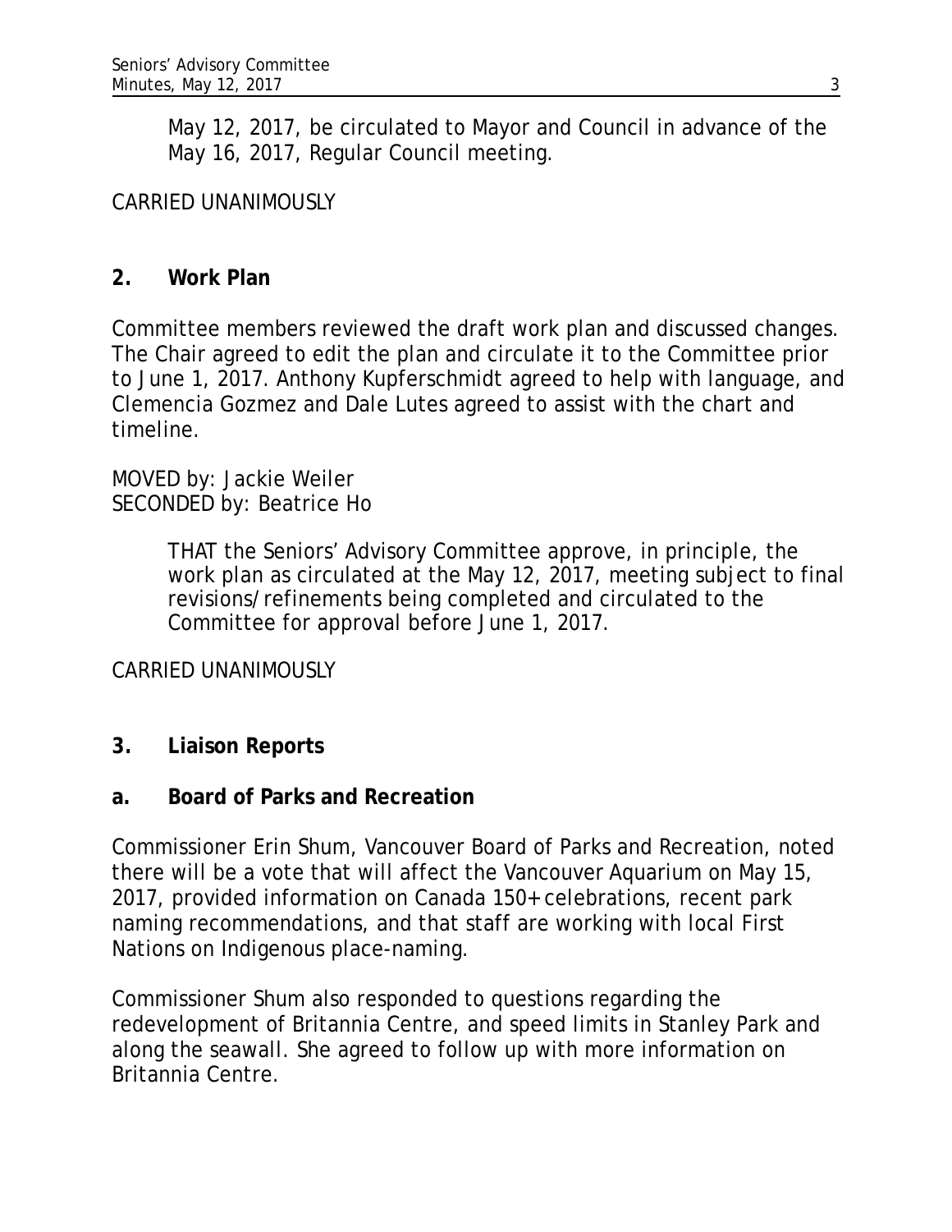May 12, 2017, be circulated to Mayor and Council in advance of the May 16, 2017, Regular Council meeting.

CARRIED UNANIMOUSLY

## 2. Work Plan

Committee members reviewed the draft work plan and discussed changes. The Chair agreed to edit the plan and circulate it to the Committee prior to June 1, 2017. Anthony Kupferschmidt agreed to help with language, and Clemencia Gozmez and Dale Lutes agreed to assist with the chart and timeline.

MOVED by: Jackie Weiler
SECONDED by: Beatrice Ho

> THAT the Seniors' Advisory Committee approve, in principle, the work plan as circulated at the May 12, 2017, meeting subject to final revisions/refinements being completed and circulated to the Committee for approval before June 1, 2017.

CARRIED UNANIMOUSLY

## 3. Liaison Reports

### a. Board of Parks and Recreation

Commissioner Erin Shum, Vancouver Board of Parks and Recreation, noted there will be a vote that will affect the Vancouver Aquarium on May 15, 2017, provided information on Canada 150+ celebrations, recent park naming recommendations, and that staff are working with local First Nations on Indigenous place-naming.

Commissioner Shum also responded to questions regarding the redevelopment of Britannia Centre, and speed limits in Stanley Park and along the seawall. She agreed to follow up with more information on Britannia Centre.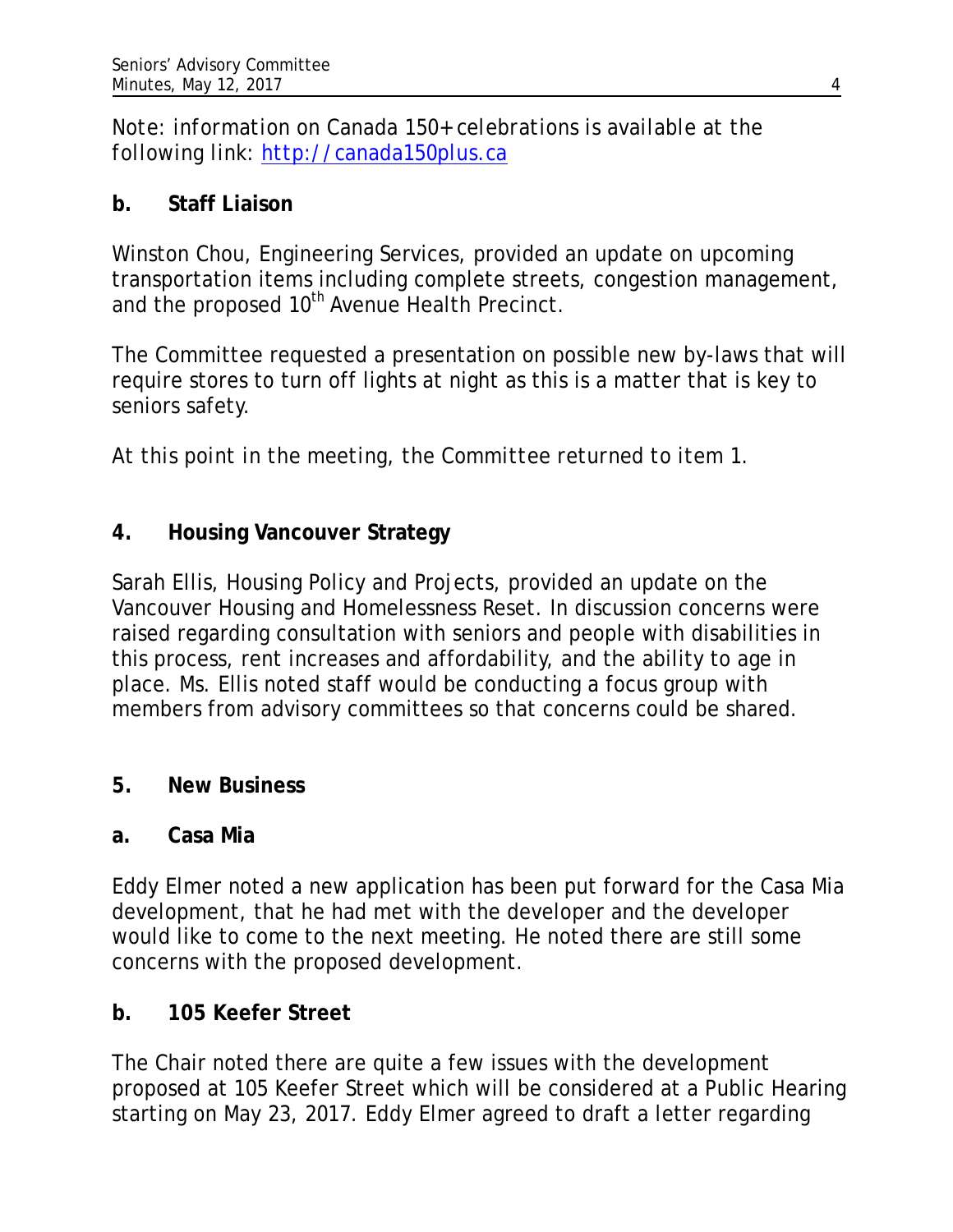Note: information on Canada 150+ celebrations is available at the following link: http://canada150plus.ca

**b. Staff Liaison**

Winston Chou, Engineering Services, provided an update on upcoming transportation items including complete streets, congestion management, and the proposed 10th Avenue Health Precinct.

The Committee requested a presentation on possible new by-laws that will require stores to turn off lights at night as this is a matter that is key to seniors safety.

At this point in the meeting, the Committee returned to item 1.

## 4. Housing Vancouver Strategy

Sarah Ellis, Housing Policy and Projects, provided an update on the Vancouver Housing and Homelessness Reset. In discussion concerns were raised regarding consultation with seniors and people with disabilities in this process, rent increases and affordability, and the ability to age in place. Ms. Ellis noted staff would be conducting a focus group with members from advisory committees so that concerns could be shared.

## 5. New Business

**a. Casa Mia**

Eddy Elmer noted a new application has been put forward for the Casa Mia development, that he had met with the developer and the developer would like to come to the next meeting. He noted there are still some concerns with the proposed development.

**b. 105 Keefer Street**

The Chair noted there are quite a few issues with the development proposed at 105 Keefer Street which will be considered at a Public Hearing starting on May 23, 2017. Eddy Elmer agreed to draft a letter regarding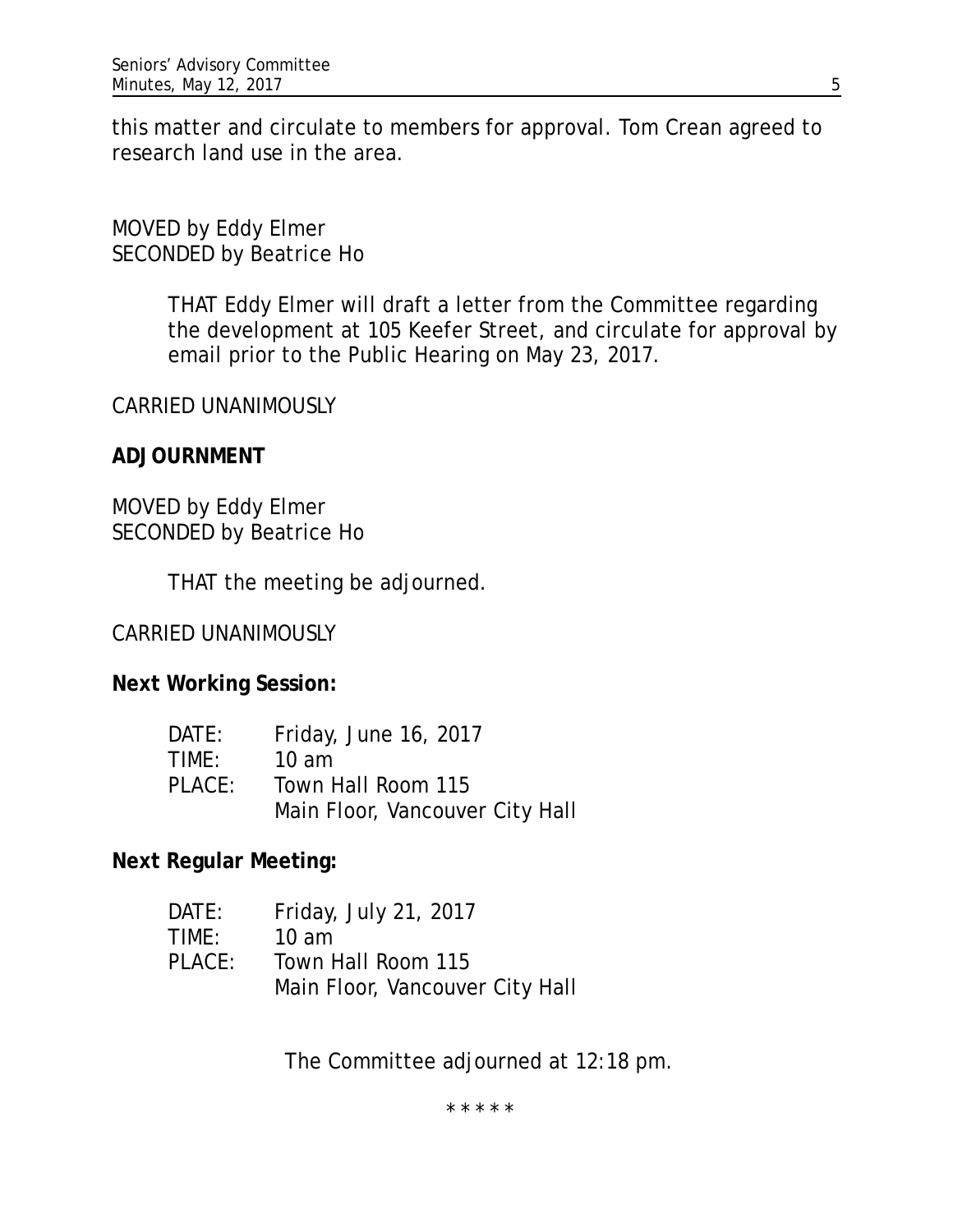this matter and circulate to members for approval. Tom Crean agreed to research land use in the area.

MOVED by Eddy Elmer
SECONDED by Beatrice Ho

> THAT Eddy Elmer will draft a letter from the Committee regarding the development at 105 Keefer Street, and circulate for approval by email prior to the Public Hearing on May 23, 2017.

CARRIED UNANIMOUSLY

**ADJOURNMENT**

MOVED by Eddy Elmer
SECONDED by Beatrice Ho

> THAT the meeting be adjourned.

CARRIED UNANIMOUSLY

**Next Working Session:**

DATE: Friday, June 16, 2017
TIME: 10 am
PLACE: Town Hall Room 115
Main Floor, Vancouver City Hall

**Next Regular Meeting:**

DATE: Friday, July 21, 2017
TIME: 10 am
PLACE: Town Hall Room 115
Main Floor, Vancouver City Hall

The Committee adjourned at 12:18 pm.

* * * * *